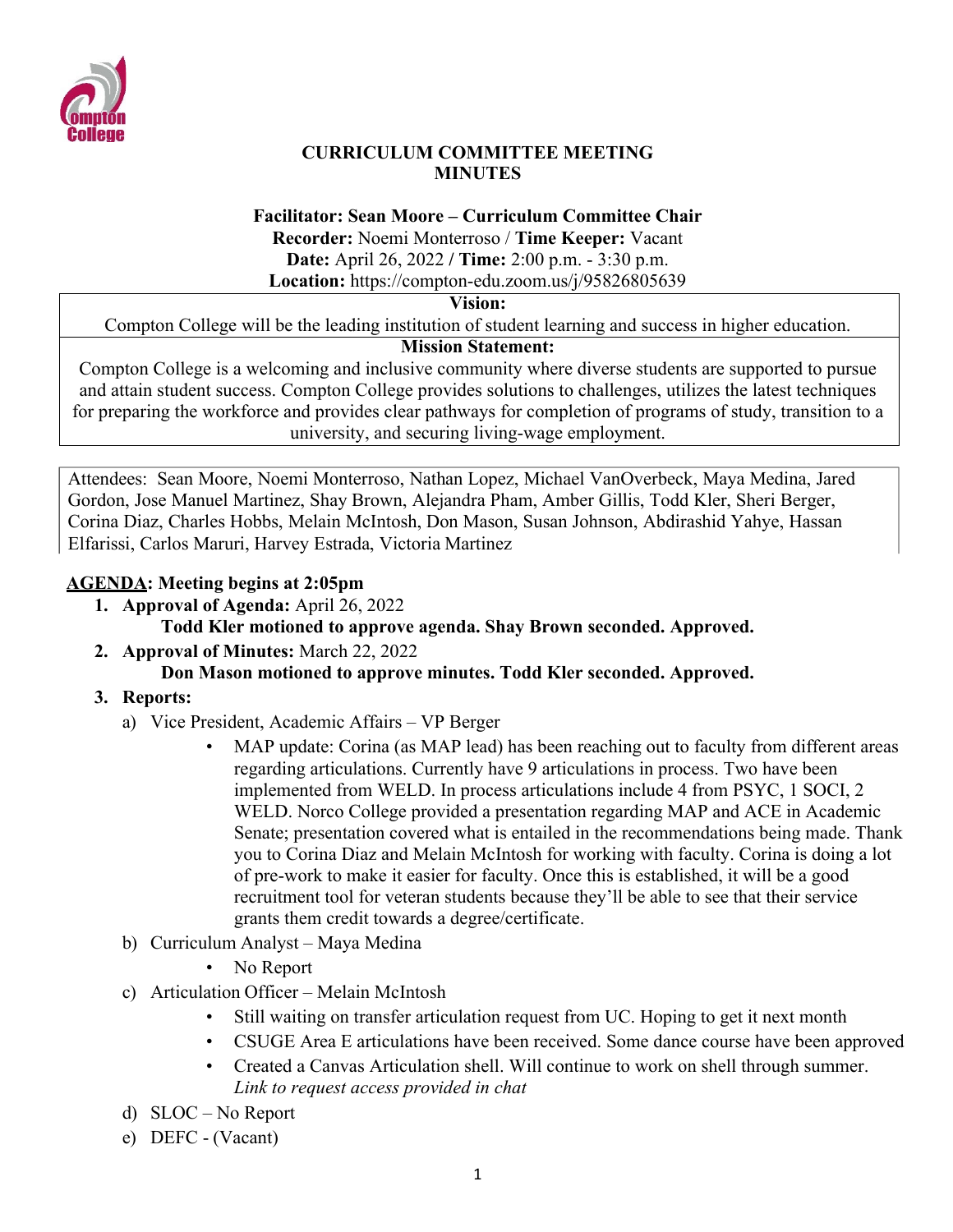# CURRICULUM COMMITTEE MEETING MINUTES

**Facilitator: Sean Moore – Curriculum Committee Chair**
**Recorder:** Noemi Monterroso / **Time Keeper:** Vacant
**Date:** April 26, 2022 / **Time:** 2:00 p.m. - 3:30 p.m.
**Location:** https://compton-edu.zoom.us/j/95826805639

| **Vision:** |
|---|
| Compton College will be the leading institution of student learning and success in higher education. |
| **Mission Statement:** |
| Compton College is a welcoming and inclusive community where diverse students are supported to pursue and attain student success. Compton College provides solutions to challenges, utilizes the latest techniques for preparing the workforce and provides clear pathways for completion of programs of study, transition to a university, and securing living-wage employment. |

Attendees: Sean Moore, Noemi Monterroso, Nathan Lopez, Michael VanOverbeck, Maya Medina, Jared Gordon, Jose Manuel Martinez, Shay Brown, Alejandra Pham, Amber Gillis, Todd Kler, Sheri Berger, Corina Diaz, Charles Hobbs, Melain McIntosh, Don Mason, Susan Johnson, Abdirashid Yahye, Hassan Elfarissi, Carlos Maruri, Harvey Estrada, Victoria Martinez

**AGENDA: Meeting begins at 2:05pm**

1. **Approval of Agenda:** April 26, 2022
   **Todd Kler motioned to approve agenda. Shay Brown seconded. Approved.**
2. **Approval of Minutes:** March 22, 2022
   **Don Mason motioned to approve minutes. Todd Kler seconded. Approved.**
3. **Reports:**
   a) Vice President, Academic Affairs – VP Berger
      - MAP update: Corina (as MAP lead) has been reaching out to faculty from different areas regarding articulations. Currently have 9 articulations in process. Two have been implemented from WELD. In process articulations include 4 from PSYC, 1 SOCI, 2 WELD. Norco College provided a presentation regarding MAP and ACE in Academic Senate; presentation covered what is entailed in the recommendations being made. Thank you to Corina Diaz and Melain McIntosh for working with faculty. Corina is doing a lot of pre-work to make it easier for faculty. Once this is established, it will be a good recruitment tool for veteran students because they'll be able to see that their service grants them credit towards a degree/certificate.

   b) Curriculum Analyst – Maya Medina
      - No Report

   c) Articulation Officer – Melain McIntosh
      - Still waiting on transfer articulation request from UC. Hoping to get it next month
      - CSUGE Area E articulations have been received. Some dance course have been approved
      - Created a Canvas Articulation shell. Will continue to work on shell through summer. *Link to request access provided in chat*

   d) SLOC – No Report

   e) DEFC - (Vacant)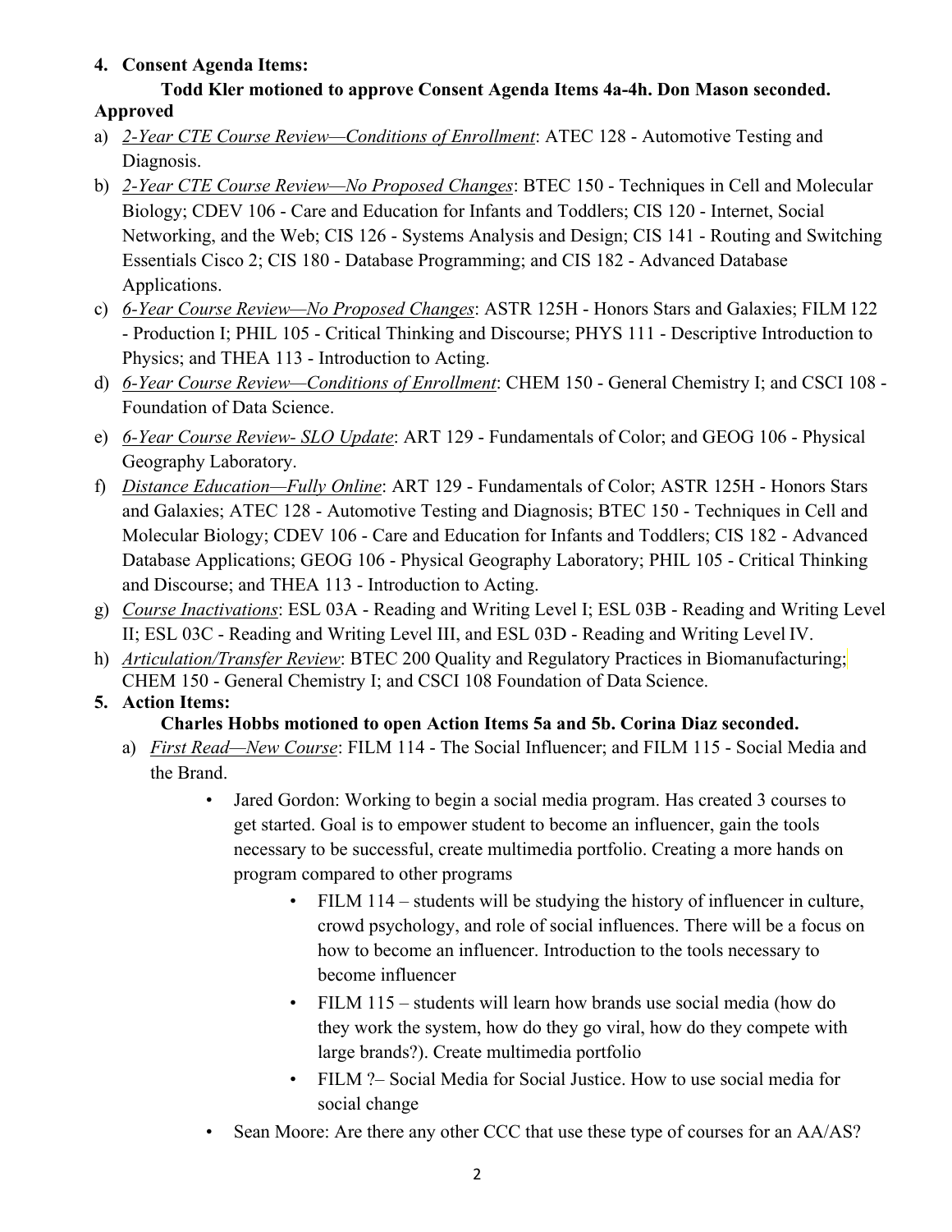4. **Consent Agenda Items:**

   **Todd Kler motioned to approve Consent Agenda Items 4a-4h. Don Mason seconded. Approved**

a) *2-Year CTE Course Review—Conditions of Enrollment*: ATEC 128 - Automotive Testing and Diagnosis.
b) *2-Year CTE Course Review—No Proposed Changes*: BTEC 150 - Techniques in Cell and Molecular Biology; CDEV 106 - Care and Education for Infants and Toddlers; CIS 120 - Internet, Social Networking, and the Web; CIS 126 - Systems Analysis and Design; CIS 141 - Routing and Switching Essentials Cisco 2; CIS 180 - Database Programming; and CIS 182 - Advanced Database Applications.
c) *6-Year Course Review—No Proposed Changes*: ASTR 125H - Honors Stars and Galaxies; FILM 122 - Production I; PHIL 105 - Critical Thinking and Discourse; PHYS 111 - Descriptive Introduction to Physics; and THEA 113 - Introduction to Acting.
d) *6-Year Course Review—Conditions of Enrollment*: CHEM 150 - General Chemistry I; and CSCI 108 - Foundation of Data Science.
e) *6-Year Course Review- SLO Update*: ART 129 - Fundamentals of Color; and GEOG 106 - Physical Geography Laboratory.
f) *Distance Education—Fully Online*: ART 129 - Fundamentals of Color; ASTR 125H - Honors Stars and Galaxies; ATEC 128 - Automotive Testing and Diagnosis; BTEC 150 - Techniques in Cell and Molecular Biology; CDEV 106 - Care and Education for Infants and Toddlers; CIS 182 - Advanced Database Applications; GEOG 106 - Physical Geography Laboratory; PHIL 105 - Critical Thinking and Discourse; and THEA 113 - Introduction to Acting.
g) *Course Inactivations*: ESL 03A - Reading and Writing Level I; ESL 03B - Reading and Writing Level II; ESL 03C - Reading and Writing Level III, and ESL 03D - Reading and Writing Level IV.
h) *Articulation/Transfer Review*: BTEC 200 Quality and Regulatory Practices in Biomanufacturing; CHEM 150 - General Chemistry I; and CSCI 108 Foundation of Data Science.

5. **Action Items:**

   **Charles Hobbs motioned to open Action Items 5a and 5b. Corina Diaz seconded.**

   a) *First Read—New Course*: FILM 114 - The Social Influencer; and FILM 115 - Social Media and the Brand.
      - Jared Gordon: Working to begin a social media program. Has created 3 courses to get started. Goal is to empower student to become an influencer, gain the tools necessary to be successful, create multimedia portfolio. Creating a more hands on program compared to other programs
         - FILM 114 – students will be studying the history of influencer in culture, crowd psychology, and role of social influences. There will be a focus on how to become an influencer. Introduction to the tools necessary to become influencer
         - FILM 115 – students will learn how brands use social media (how do they work the system, how do they go viral, how do they compete with large brands?). Create multimedia portfolio
         - FILM ?– Social Media for Social Justice. How to use social media for social change
      - Sean Moore: Are there any other CCC that use these type of courses for an AA/AS?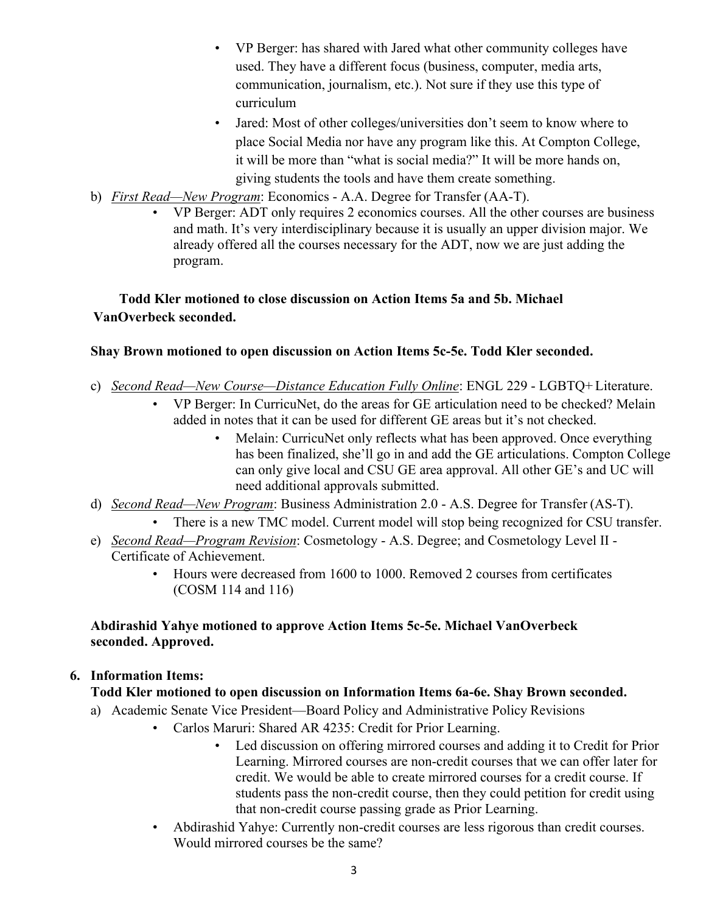- VP Berger: has shared with Jared what other community colleges have used. They have a different focus (business, computer, media arts, communication, journalism, etc.). Not sure if they use this type of curriculum
- Jared: Most of other colleges/universities don't seem to know where to place Social Media nor have any program like this. At Compton College, it will be more than "what is social media?" It will be more hands on, giving students the tools and have them create something.

b) *First Read—New Program*: Economics - A.A. Degree for Transfer (AA-T).

- VP Berger: ADT only requires 2 economics courses. All the other courses are business and math. It's very interdisciplinary because it is usually an upper division major. We already offered all the courses necessary for the ADT, now we are just adding the program.

**Todd Kler motioned to close discussion on Action Items 5a and 5b. Michael VanOverbeck seconded.**

**Shay Brown motioned to open discussion on Action Items 5c-5e. Todd Kler seconded.**

c) *Second Read—New Course—Distance Education Fully Online*: ENGL 229 - LGBTQ+ Literature.

- VP Berger: In CurricuNet, do the areas for GE articulation need to be checked? Melain added in notes that it can be used for different GE areas but it's not checked.
  - Melain: CurricuNet only reflects what has been approved. Once everything has been finalized, she'll go in and add the GE articulations. Compton College can only give local and CSU GE area approval. All other GE's and UC will need additional approvals submitted.

d) *Second Read—New Program*: Business Administration 2.0 - A.S. Degree for Transfer (AS-T).

- There is a new TMC model. Current model will stop being recognized for CSU transfer.

e) *Second Read—Program Revision*: Cosmetology - A.S. Degree; and Cosmetology Level II - Certificate of Achievement.

- Hours were decreased from 1600 to 1000. Removed 2 courses from certificates (COSM 114 and 116)

**Abdirashid Yahye motioned to approve Action Items 5c-5e. Michael VanOverbeck seconded. Approved.**

**6. Information Items:**

**Todd Kler motioned to open discussion on Information Items 6a-6e. Shay Brown seconded.**

a) Academic Senate Vice President—Board Policy and Administrative Policy Revisions

- Carlos Maruri: Shared AR 4235: Credit for Prior Learning.
  - Led discussion on offering mirrored courses and adding it to Credit for Prior Learning. Mirrored courses are non-credit courses that we can offer later for credit. We would be able to create mirrored courses for a credit course. If students pass the non-credit course, then they could petition for credit using that non-credit course passing grade as Prior Learning.
- Abdirashid Yahye: Currently non-credit courses are less rigorous than credit courses. Would mirrored courses be the same?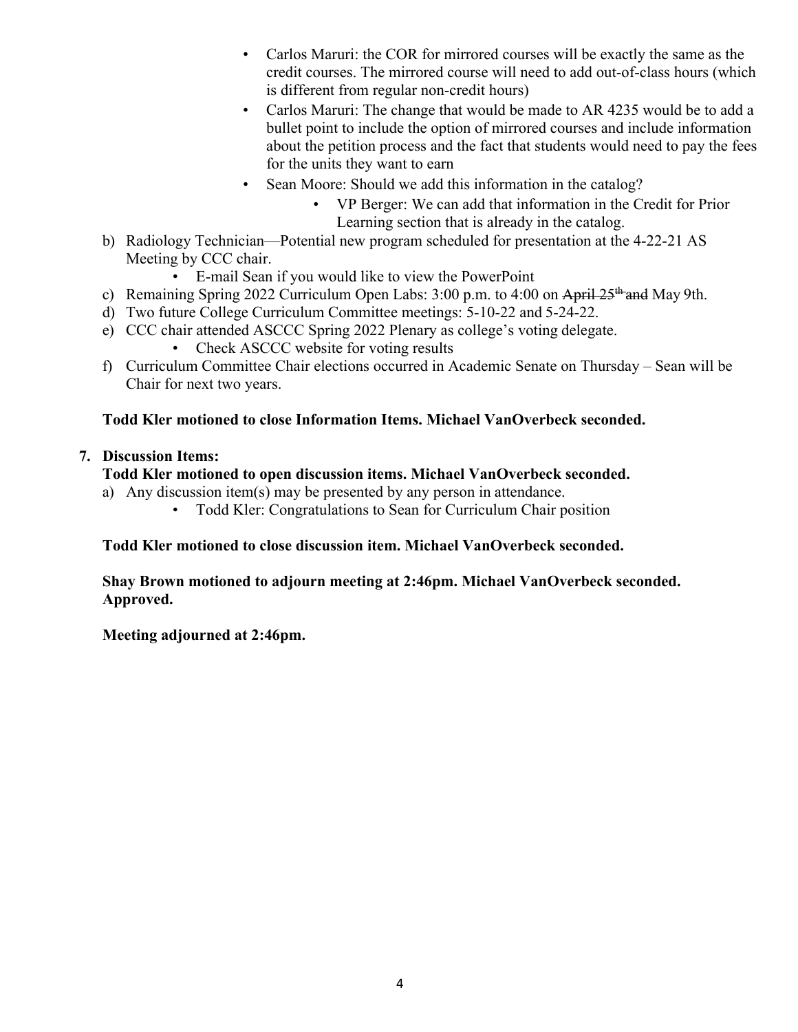- Carlos Maruri: the COR for mirrored courses will be exactly the same as the credit courses. The mirrored course will need to add out-of-class hours (which is different from regular non-credit hours)
- Carlos Maruri: The change that would be made to AR 4235 would be to add a bullet point to include the option of mirrored courses and include information about the petition process and the fact that students would need to pay the fees for the units they want to earn
- Sean Moore: Should we add this information in the catalog?
  - VP Berger: We can add that information in the Credit for Prior Learning section that is already in the catalog.

b) Radiology Technician—Potential new program scheduled for presentation at the 4-22-21 AS Meeting by CCC chair.
   - E-mail Sean if you would like to view the PowerPoint

c) Remaining Spring 2022 Curriculum Open Labs: 3:00 p.m. to 4:00 on ~~April 25th and~~ May 9th.

d) Two future College Curriculum Committee meetings: 5-10-22 and 5-24-22.

e) CCC chair attended ASCCC Spring 2022 Plenary as college's voting delegate.
   - Check ASCCC website for voting results

f) Curriculum Committee Chair elections occurred in Academic Senate on Thursday – Sean will be Chair for next two years.

**Todd Kler motioned to close Information Items. Michael VanOverbeck seconded.**

**7. Discussion Items:**

**Todd Kler motioned to open discussion items. Michael VanOverbeck seconded.**

a) Any discussion item(s) may be presented by any person in attendance.
   - Todd Kler: Congratulations to Sean for Curriculum Chair position

**Todd Kler motioned to close discussion item. Michael VanOverbeck seconded.**

**Shay Brown motioned to adjourn meeting at 2:46pm. Michael VanOverbeck seconded. Approved.**

**Meeting adjourned at 2:46pm.**